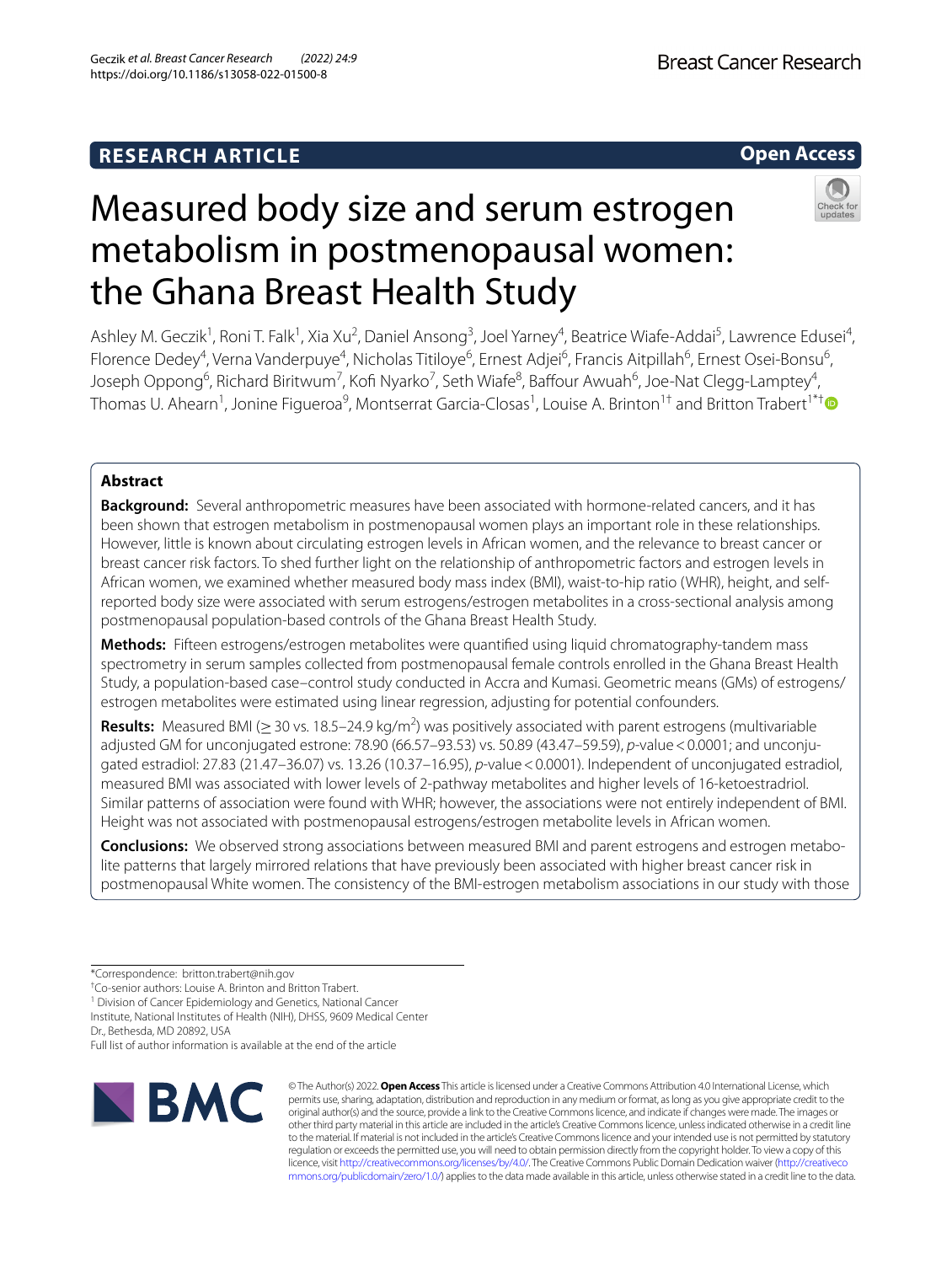RESEARCH ARTICLE

Open Access

# Measured body size and serum estrogen metabolism in postmenopausal women: the Ghana Breast Health Study

Ashley M. Geczik[1], Roni T. Falk[1], Xia Xu[2], Daniel Ansong[3], Joel Yarney[4], Beatrice Wiafe-Addai[5], Lawrence Edusei[4], Florence Dedey[4], Verna Vanderpuye[4], Nicholas Titiloye[6], Ernest Adjei[6], Francis Aitpillah[6], Ernest Osei-Bonsu[6], Joseph Oppong[6], Richard Biritwum[7], Kofi Nyarko[7], Seth Wiafe[8], Baffour Awuah[6], Joe-Nat Clegg-Lamptey[4], Thomas U. Ahearn[1], Jonine Figueroa[9], Montserrat Garcia-Closas[1], Louise A. Brinton[1†] and Britton Trabert[1*†]

## Abstract

**Background:** Several anthropometric measures have been associated with hormone-related cancers, and it has been shown that estrogen metabolism in postmenopausal women plays an important role in these relationships. However, little is known about circulating estrogen levels in African women, and the relevance to breast cancer or breast cancer risk factors. To shed further light on the relationship of anthropometric factors and estrogen levels in African women, we examined whether measured body mass index (BMI), waist-to-hip ratio (WHR), height, and self-reported body size were associated with serum estrogens/estrogen metabolites in a cross-sectional analysis among postmenopausal population-based controls of the Ghana Breast Health Study.

**Methods:** Fifteen estrogens/estrogen metabolites were quantified using liquid chromatography-tandem mass spectrometry in serum samples collected from postmenopausal female controls enrolled in the Ghana Breast Health Study, a population-based case–control study conducted in Accra and Kumasi. Geometric means (GMs) of estrogens/estrogen metabolites were estimated using linear regression, adjusting for potential confounders.

**Results:** Measured BMI ($\geq 30$ vs. 18.5–24.9 kg/m$^2$) was positively associated with parent estrogens (multivariable adjusted GM for unconjugated estrone: 78.90 (66.57–93.53) vs. 50.89 (43.47–59.59), *p*-value < 0.0001; and unconjugated estradiol: 27.83 (21.47–36.07) vs. 13.26 (10.37–16.95), *p*-value < 0.0001). Independent of unconjugated estradiol, measured BMI was associated with lower levels of 2-pathway metabolites and higher levels of 16-ketoestradriol. Similar patterns of association were found with WHR; however, the associations were not entirely independent of BMI. Height was not associated with postmenopausal estrogens/estrogen metabolite levels in African women.

**Conclusions:** We observed strong associations between measured BMI and parent estrogens and estrogen metabolite patterns that largely mirrored relations that have previously been associated with higher breast cancer risk in postmenopausal White women. The consistency of the BMI-estrogen metabolism associations in our study with those

*Correspondence: britton.trabert@nih.gov

†Co-senior authors: Louise A. Brinton and Britton Trabert.

[1] Division of Cancer Epidemiology and Genetics, National Cancer Institute, National Institutes of Health (NIH), DHSS, 9609 Medical Center Dr., Bethesda, MD 20892, USA

Full list of author information is available at the end of the article

© The Author(s) 2022. **Open Access** This article is licensed under a Creative Commons Attribution 4.0 International License, which permits use, sharing, adaptation, distribution and reproduction in any medium or format, as long as you give appropriate credit to the original author(s) and the source, provide a link to the Creative Commons licence, and indicate if changes were made. The images or other third party material in this article are included in the article's Creative Commons licence, unless indicated otherwise in a credit line to the material. If material is not included in the article's Creative Commons licence and your intended use is not permitted by statutory regulation or exceeds the permitted use, you will need to obtain permission directly from the copyright holder. To view a copy of this licence, visit http://creativecommons.org/licenses/by/4.0/. The Creative Commons Public Domain Dedication waiver (http://creativecommons.org/publicdomain/zero/1.0/) applies to the data made available in this article, unless otherwise stated in a credit line to the data.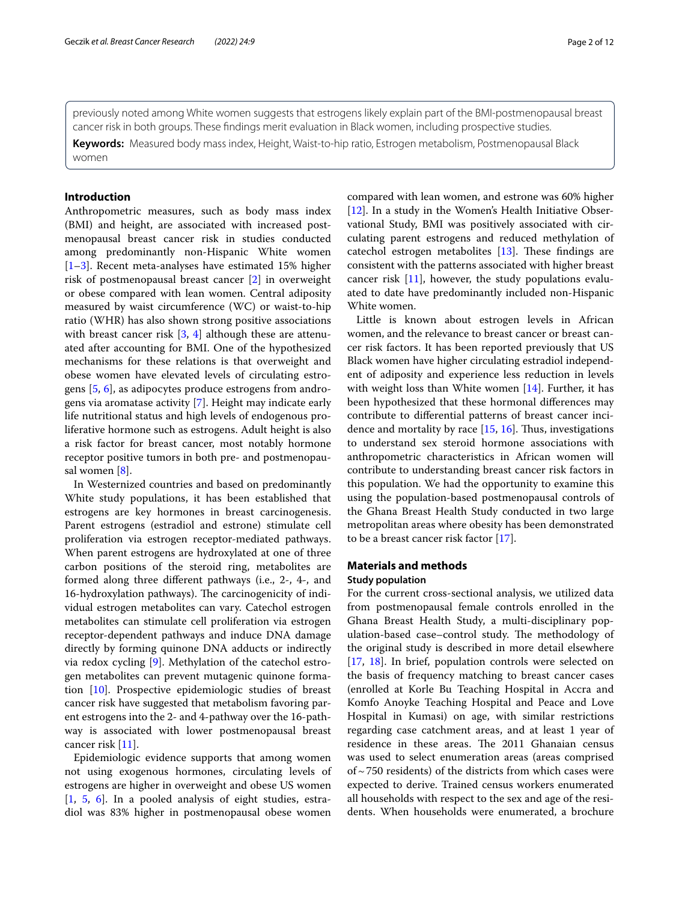previously noted among White women suggests that estrogens likely explain part of the BMI-postmenopausal breast cancer risk in both groups. These findings merit evaluation in Black women, including prospective studies.

**Keywords:** Measured body mass index, Height, Waist-to-hip ratio, Estrogen metabolism, Postmenopausal Black women

## Introduction

Anthropometric measures, such as body mass index (BMI) and height, are associated with increased postmenopausal breast cancer risk in studies conducted among predominantly non-Hispanic White women [1–3]. Recent meta-analyses have estimated 15% higher risk of postmenopausal breast cancer [2] in overweight or obese compared with lean women. Central adiposity measured by waist circumference (WC) or waist-to-hip ratio (WHR) has also shown strong positive associations with breast cancer risk [3, 4] although these are attenuated after accounting for BMI. One of the hypothesized mechanisms for these relations is that overweight and obese women have elevated levels of circulating estrogens [5, 6], as adipocytes produce estrogens from androgens via aromatase activity [7]. Height may indicate early life nutritional status and high levels of endogenous proliferative hormone such as estrogens. Adult height is also a risk factor for breast cancer, most notably hormone receptor positive tumors in both pre- and postmenopausal women [8].

In Westernized countries and based on predominantly White study populations, it has been established that estrogens are key hormones in breast carcinogenesis. Parent estrogens (estradiol and estrone) stimulate cell proliferation via estrogen receptor-mediated pathways. When parent estrogens are hydroxylated at one of three carbon positions of the steroid ring, metabolites are formed along three different pathways (i.e., 2-, 4-, and 16-hydroxylation pathways). The carcinogenicity of individual estrogen metabolites can vary. Catechol estrogen metabolites can stimulate cell proliferation via estrogen receptor-dependent pathways and induce DNA damage directly by forming quinone DNA adducts or indirectly via redox cycling [9]. Methylation of the catechol estrogen metabolites can prevent mutagenic quinone formation [10]. Prospective epidemiologic studies of breast cancer risk have suggested that metabolism favoring parent estrogens into the 2- and 4-pathway over the 16-pathway is associated with lower postmenopausal breast cancer risk [11].

Epidemiologic evidence supports that among women not using exogenous hormones, circulating levels of estrogens are higher in overweight and obese US women [1, 5, 6]. In a pooled analysis of eight studies, estradiol was 83% higher in postmenopausal obese women compared with lean women, and estrone was 60% higher [12]. In a study in the Women's Health Initiative Observational Study, BMI was positively associated with circulating parent estrogens and reduced methylation of catechol estrogen metabolites [13]. These findings are consistent with the patterns associated with higher breast cancer risk [11], however, the study populations evaluated to date have predominantly included non-Hispanic White women.

Little is known about estrogen levels in African women, and the relevance to breast cancer or breast cancer risk factors. It has been reported previously that US Black women have higher circulating estradiol independent of adiposity and experience less reduction in levels with weight loss than White women [14]. Further, it has been hypothesized that these hormonal differences may contribute to differential patterns of breast cancer incidence and mortality by race [15, 16]. Thus, investigations to understand sex steroid hormone associations with anthropometric characteristics in African women will contribute to understanding breast cancer risk factors in this population. We had the opportunity to examine this using the population-based postmenopausal controls of the Ghana Breast Health Study conducted in two large metropolitan areas where obesity has been demonstrated to be a breast cancer risk factor [17].

## Materials and methods

### Study population

For the current cross-sectional analysis, we utilized data from postmenopausal female controls enrolled in the Ghana Breast Health Study, a multi-disciplinary population-based case–control study. The methodology of the original study is described in more detail elsewhere [17, 18]. In brief, population controls were selected on the basis of frequency matching to breast cancer cases (enrolled at Korle Bu Teaching Hospital in Accra and Komfo Anoyke Teaching Hospital and Peace and Love Hospital in Kumasi) on age, with similar restrictions regarding case catchment areas, and at least 1 year of residence in these areas. The 2011 Ghanaian census was used to select enumeration areas (areas comprised of ~750 residents) of the districts from which cases were expected to derive. Trained census workers enumerated all households with respect to the sex and age of the residents. When households were enumerated, a brochure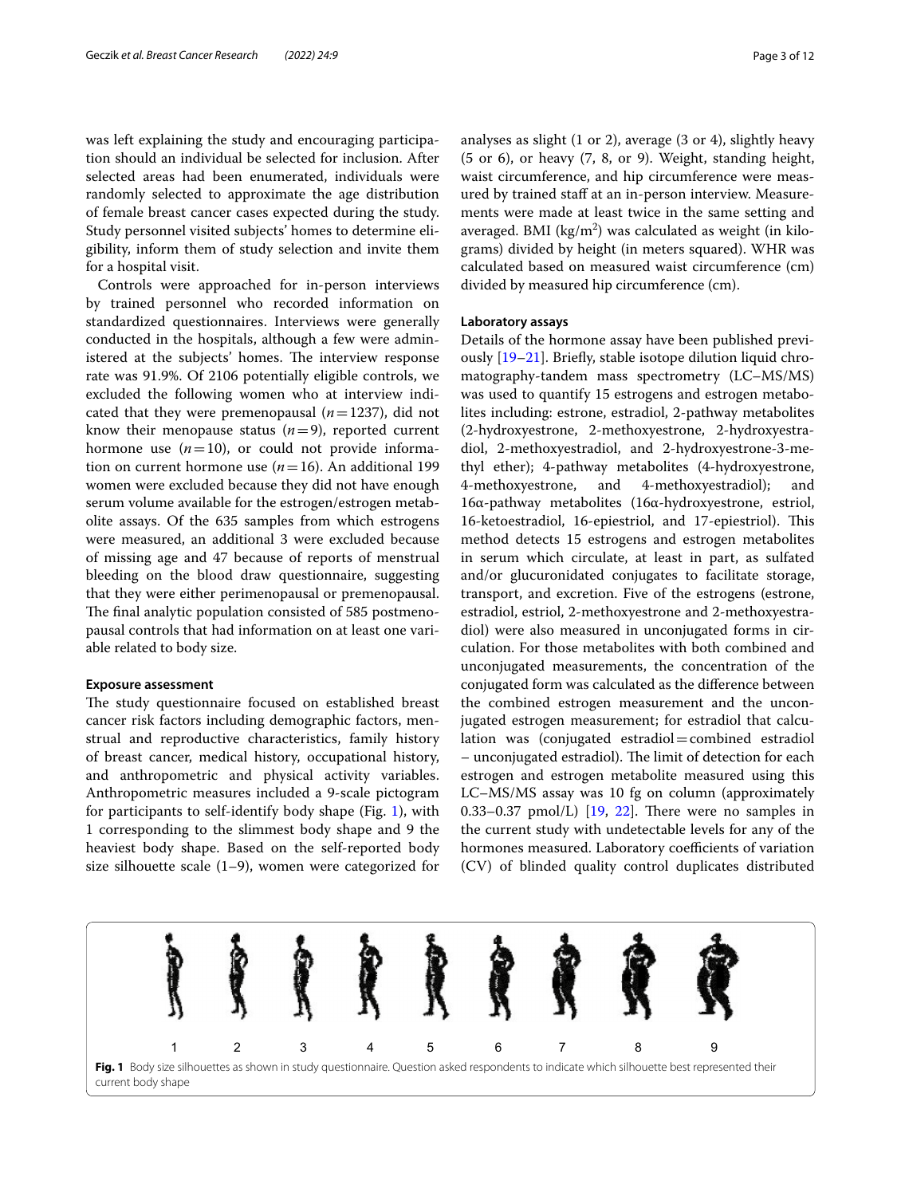was left explaining the study and encouraging participation should an individual be selected for inclusion. After selected areas had been enumerated, individuals were randomly selected to approximate the age distribution of female breast cancer cases expected during the study. Study personnel visited subjects' homes to determine eligibility, inform them of study selection and invite them for a hospital visit.

Controls were approached for in-person interviews by trained personnel who recorded information on standardized questionnaires. Interviews were generally conducted in the hospitals, although a few were administered at the subjects' homes. The interview response rate was 91.9%. Of 2106 potentially eligible controls, we excluded the following women who at interview indicated that they were premenopausal ($n = 1237$), did not know their menopause status ($n = 9$), reported current hormone use ($n = 10$), or could not provide information on current hormone use ($n = 16$). An additional 199 women were excluded because they did not have enough serum volume available for the estrogen/estrogen metabolite assays. Of the 635 samples from which estrogens were measured, an additional 3 were excluded because of missing age and 47 because of reports of menstrual bleeding on the blood draw questionnaire, suggesting that they were either perimenopausal or premenopausal. The final analytic population consisted of 585 postmenopausal controls that had information on at least one variable related to body size.

### Exposure assessment

The study questionnaire focused on established breast cancer risk factors including demographic factors, menstrual and reproductive characteristics, family history of breast cancer, medical history, occupational history, and anthropometric and physical activity variables. Anthropometric measures included a 9-scale pictogram for participants to self-identify body shape (Fig. 1), with 1 corresponding to the slimmest body shape and 9 the heaviest body shape. Based on the self-reported body size silhouette scale (1–9), women were categorized for analyses as slight (1 or 2), average (3 or 4), slightly heavy (5 or 6), or heavy (7, 8, or 9). Weight, standing height, waist circumference, and hip circumference were measured by trained staff at an in-person interview. Measurements were made at least twice in the same setting and averaged. BMI (kg/m$^2$) was calculated as weight (in kilograms) divided by height (in meters squared). WHR was calculated based on measured waist circumference (cm) divided by measured hip circumference (cm).

### Laboratory assays

Details of the hormone assay have been published previously [19–21]. Briefly, stable isotope dilution liquid chromatography-tandem mass spectrometry (LC–MS/MS) was used to quantify 15 estrogens and estrogen metabolites including: estrone, estradiol, 2-pathway metabolites (2-hydroxyestrone, 2-methoxyestrone, 2-hydroxyestradiol, 2-methoxyestradiol, and 2-hydroxyestrone-3-methyl ether); 4-pathway metabolites (4-hydroxyestrone, 4-methoxyestrone, and 4-methoxyestradiol); and 16α-pathway metabolites (16α-hydroxyestrone, estriol, 16-ketoestradiol, 16-epiestriol, and 17-epiestriol). This method detects 15 estrogens and estrogen metabolites in serum which circulate, at least in part, as sulfated and/or glucuronidated conjugates to facilitate storage, transport, and excretion. Five of the estrogens (estrone, estradiol, estriol, 2-methoxyestrone and 2-methoxyestradiol) were also measured in unconjugated forms in circulation. For those metabolites with both combined and unconjugated measurements, the concentration of the conjugated form was calculated as the difference between the combined estrogen measurement and the unconjugated estrogen measurement; for estradiol that calculation was (conjugated estradiol = combined estradiol – unconjugated estradiol). The limit of detection for each estrogen and estrogen metabolite measured using this LC–MS/MS assay was 10 fg on column (approximately 0.33–0.37 pmol/L) [19, 22]. There were no samples in the current study with undetectable levels for any of the hormones measured. Laboratory coefficients of variation (CV) of blinded quality control duplicates distributed

**Fig. 1** Body size silhouettes as shown in study questionnaire. Question asked respondents to indicate which silhouette best represented their current body shape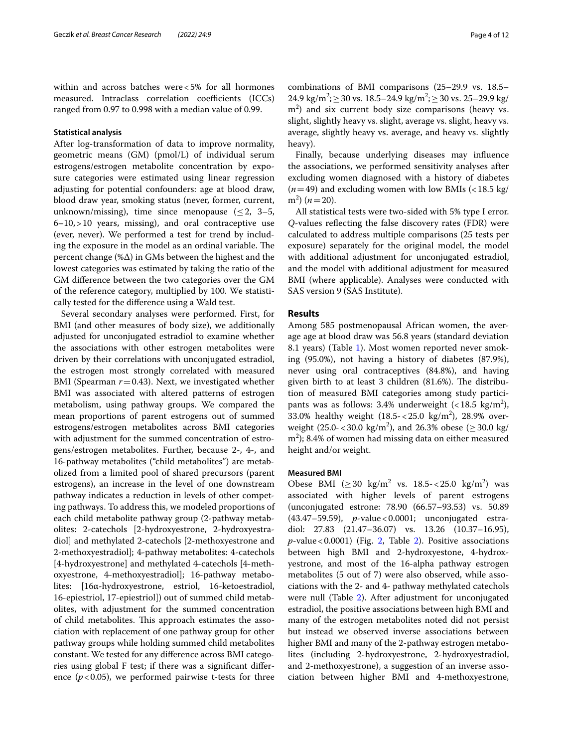within and across batches were < 5% for all hormones measured. Intraclass correlation coefficients (ICCs) ranged from 0.97 to 0.998 with a median value of 0.99.

### Statistical analysis

After log-transformation of data to improve normality, geometric means (GM) (pmol/L) of individual serum estrogens/estrogen metabolite concentration by exposure categories were estimated using linear regression adjusting for potential confounders: age at blood draw, blood draw year, smoking status (never, former, current, unknown/missing), time since menopause ($\leq 2$, 3–5, 6–10, > 10 years, missing), and oral contraceptive use (ever, never). We performed a test for trend by including the exposure in the model as an ordinal variable. The percent change (%Δ) in GMs between the highest and the lowest categories was estimated by taking the ratio of the GM difference between the two categories over the GM of the reference category, multiplied by 100. We statistically tested for the difference using a Wald test.

Several secondary analyses were performed. First, for BMI (and other measures of body size), we additionally adjusted for unconjugated estradiol to examine whether the associations with other estrogen metabolites were driven by their correlations with unconjugated estradiol, the estrogen most strongly correlated with measured BMI (Spearman $r = 0.43$). Next, we investigated whether BMI was associated with altered patterns of estrogen metabolism, using pathway groups. We compared the mean proportions of parent estrogens out of summed estrogens/estrogen metabolites across BMI categories with adjustment for the summed concentration of estrogens/estrogen metabolites. Further, because 2-, 4-, and 16-pathway metabolites ("child metabolites") are metabolized from a limited pool of shared precursors (parent estrogens), an increase in the level of one downstream pathway indicates a reduction in levels of other competing pathways. To address this, we modeled proportions of each child metabolite pathway group (2-pathway metabolites: 2-catechols [2-hydroxyestrone, 2-hydroxyestradiol] and methylated 2-catechols [2-methoxyestrone and 2-methoxyestradiol]; 4-pathway metabolites: 4-catechols [4-hydroxyestrone] and methylated 4-catechols [4-methoxyestrone, 4-methoxyestradiol]; 16-pathway metabolites: [16α-hydroxyestrone, estriol, 16-ketoestradiol, 16-epiestriol, 17-epiestriol]) out of summed child metabolites, with adjustment for the summed concentration of child metabolites. This approach estimates the association with replacement of one pathway group for other pathway groups while holding summed child metabolites constant. We tested for any difference across BMI categories using global F test; if there was a significant difference ($p < 0.05$), we performed pairwise t-tests for three combinations of BMI comparisons (25–29.9 vs. 18.5–24.9 kg/m$^2$; ≥ 30 vs. 18.5–24.9 kg/m$^2$; ≥ 30 vs. 25–29.9 kg/m$^2$) and six current body size comparisons (heavy vs. slight, slightly heavy vs. slight, average vs. slight, heavy vs. average, slightly heavy vs. average, and heavy vs. slightly heavy).

Finally, because underlying diseases may influence the associations, we performed sensitivity analyses after excluding women diagnosed with a history of diabetes ($n = 49$) and excluding women with low BMIs (< 18.5 kg/m$^2$) ($n = 20$).

All statistical tests were two-sided with 5% type I error. *Q*-values reflecting the false discovery rates (FDR) were calculated to address multiple comparisons (25 tests per exposure) separately for the original model, the model with additional adjustment for unconjugated estradiol, and the model with additional adjustment for measured BMI (where applicable). Analyses were conducted with SAS version 9 (SAS Institute).

## Results

Among 585 postmenopausal African women, the average age at blood draw was 56.8 years (standard deviation 8.1 years) (Table 1). Most women reported never smoking (95.0%), not having a history of diabetes (87.9%), never using oral contraceptives (84.8%), and having given birth to at least 3 children (81.6%). The distribution of measured BMI categories among study participants was as follows: 3.4% underweight (< 18.5 kg/m$^2$), 33.0% healthy weight (18.5- < 25.0 kg/m$^2$), 28.9% overweight (25.0- < 30.0 kg/m$^2$), and 26.3% obese (≥ 30.0 kg/m$^2$); 8.4% of women had missing data on either measured height and/or weight.

### Measured BMI

Obese BMI (≥ 30 kg/m$^2$ vs. 18.5- < 25.0 kg/m$^2$) was associated with higher levels of parent estrogens (unconjugated estrone: 78.90 (66.57–93.53) vs. 50.89 (43.47–59.59), *p*-value < 0.0001; unconjugated estradiol: 27.83 (21.47–36.07) vs. 13.26 (10.37–16.95), *p*-value < 0.0001) (Fig. 2, Table 2). Positive associations between high BMI and 2-hydroxyestone, 4-hydroxyestrone, and most of the 16-alpha pathway estrogen metabolites (5 out of 7) were also observed, while associations with the 2- and 4- pathway methylated catechols were null (Table 2). After adjustment for unconjugated estradiol, the positive associations between high BMI and many of the estrogen metabolites noted did not persist but instead we observed inverse associations between higher BMI and many of the 2-pathway estrogen metabolites (including 2-hydroxyestrone, 2-hydroxyestradiol, and 2-methoxyestrone), a suggestion of an inverse association between higher BMI and 4-methoxyestrone,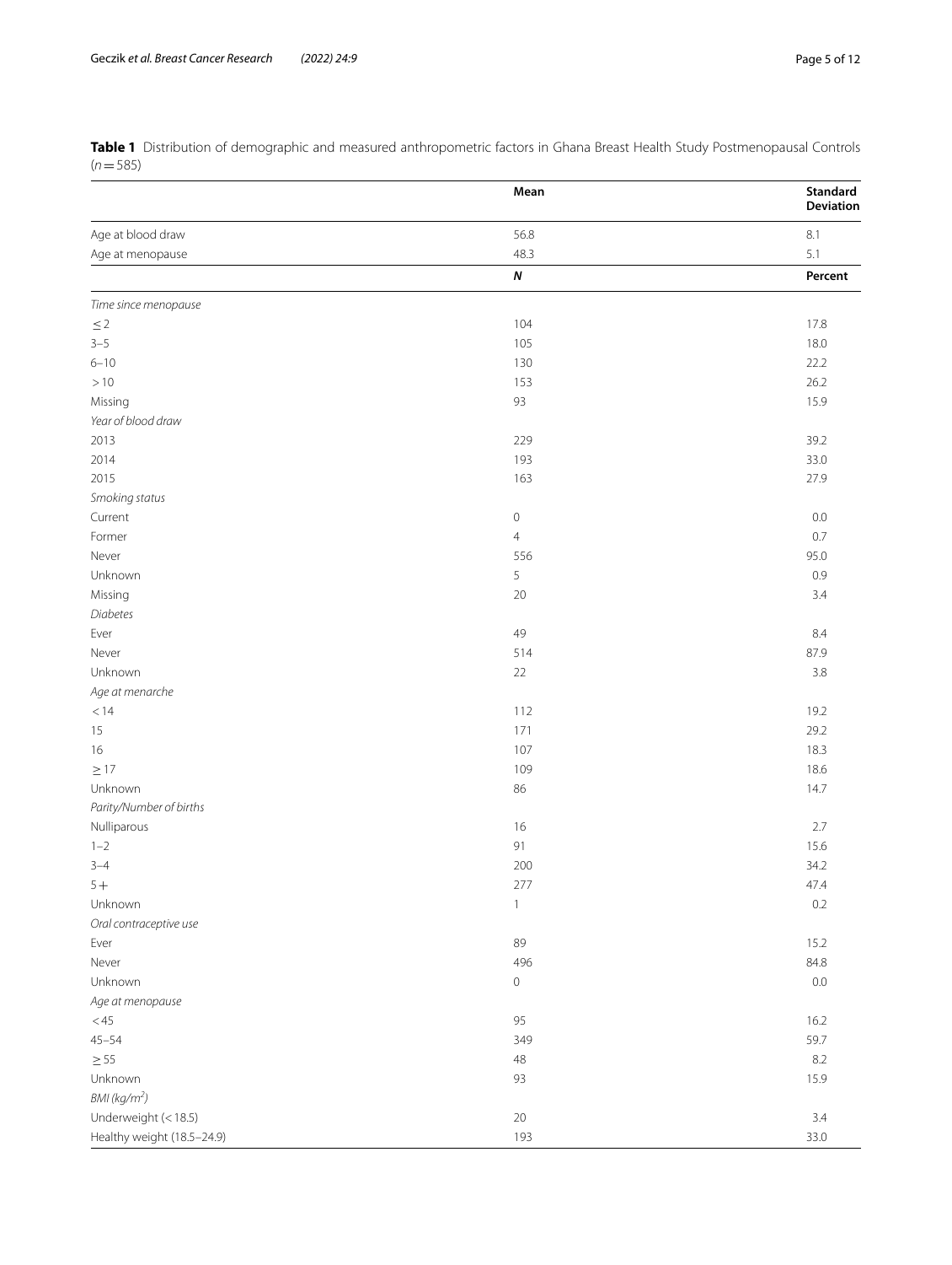**Table 1** Distribution of demographic and measured anthropometric factors in Ghana Breast Health Study Postmenopausal Controls ($n = 585$)

| | Mean | Standard Deviation |
|---|---|---|
| Age at blood draw | 56.8 | 8.1 |
| Age at menopause | 48.3 | 5.1 |
| | ***N*** | **Percent** |
| *Time since menopause* | | |
| ≤ 2 | 104 | 17.8 |
| 3–5 | 105 | 18.0 |
| 6–10 | 130 | 22.2 |
| > 10 | 153 | 26.2 |
| Missing | 93 | 15.9 |
| *Year of blood draw* | | |
| 2013 | 229 | 39.2 |
| 2014 | 193 | 33.0 |
| 2015 | 163 | 27.9 |
| *Smoking status* | | |
| Current | 0 | 0.0 |
| Former | 4 | 0.7 |
| Never | 556 | 95.0 |
| Unknown | 5 | 0.9 |
| Missing | 20 | 3.4 |
| *Diabetes* | | |
| Ever | 49 | 8.4 |
| Never | 514 | 87.9 |
| Unknown | 22 | 3.8 |
| *Age at menarche* | | |
| < 14 | 112 | 19.2 |
| 15 | 171 | 29.2 |
| 16 | 107 | 18.3 |
| ≥ 17 | 109 | 18.6 |
| Unknown | 86 | 14.7 |
| *Parity/Number of births* | | |
| Nulliparous | 16 | 2.7 |
| 1–2 | 91 | 15.6 |
| 3–4 | 200 | 34.2 |
| 5 + | 277 | 47.4 |
| Unknown | 1 | 0.2 |
| *Oral contraceptive use* | | |
| Ever | 89 | 15.2 |
| Never | 496 | 84.8 |
| Unknown | 0 | 0.0 |
| *Age at menopause* | | |
| < 45 | 95 | 16.2 |
| 45–54 | 349 | 59.7 |
| ≥ 55 | 48 | 8.2 |
| Unknown | 93 | 15.9 |
| *BMI (kg/m$^2$)* | | |
| Underweight (< 18.5) | 20 | 3.4 |
| Healthy weight (18.5–24.9) | 193 | 33.0 |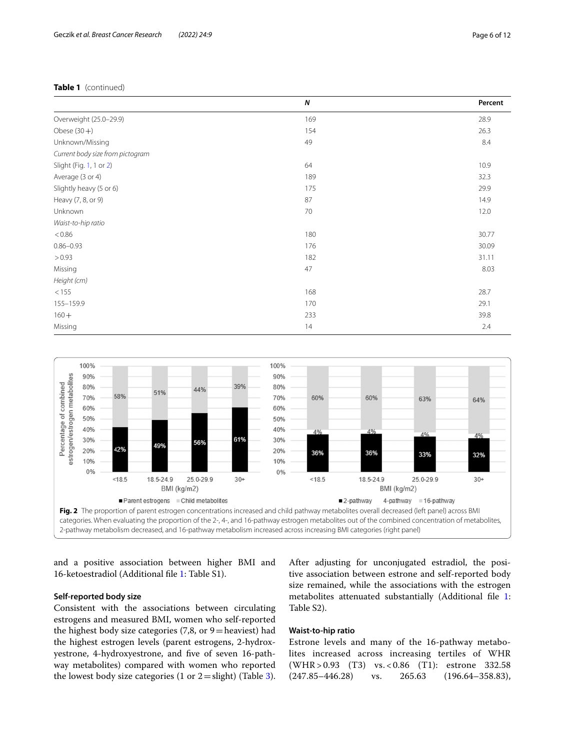**Table 1** (continued)

| | *N* | Percent |
|---|---|---|
| Overweight (25.0–29.9) | 169 | 28.9 |
| Obese (30+) | 154 | 26.3 |
| Unknown/Missing | 49 | 8.4 |
| *Current body size from pictogram* | | |
| Slight (Fig. 1, 1 or 2) | 64 | 10.9 |
| Average (3 or 4) | 189 | 32.3 |
| Slightly heavy (5 or 6) | 175 | 29.9 |
| Heavy (7, 8, or 9) | 87 | 14.9 |
| Unknown | 70 | 12.0 |
| *Waist-to-hip ratio* | | |
| < 0.86 | 180 | 30.77 |
| 0.86–0.93 | 176 | 30.09 |
| > 0.93 | 182 | 31.11 |
| Missing | 47 | 8.03 |
| *Height (cm)* | | |
| < 155 | 168 | 28.7 |
| 155–159.9 | 170 | 29.1 |
| 160+ | 233 | 39.8 |
| Missing | 14 | 2.4 |

**Fig. 2** The proportion of parent estrogen concentrations increased and child pathway metabolites overall decreased (left panel) across BMI categories. When evaluating the proportion of the 2-, 4-, and 16-pathway estrogen metabolites out of the combined concentration of metabolites, 2-pathway metabolism decreased, and 16-pathway metabolism increased across increasing BMI categories (right panel)

and a positive association between higher BMI and 16-ketoestradiol (Additional file 1: Table S1).

### Self-reported body size

Consistent with the associations between circulating estrogens and measured BMI, women who self-reported the highest body size categories (7,8, or 9 = heaviest) had the highest estrogen levels (parent estrogens, 2-hydroxyestrone, 4-hydroxyestrone, and five of seven 16-pathway metabolites) compared with women who reported the lowest body size categories (1 or 2 = slight) (Table 3). After adjusting for unconjugated estradiol, the positive association between estrone and self-reported body size remained, while the associations with the estrogen metabolites attenuated substantially (Additional file 1: Table S2).

### Waist-to-hip ratio

Estrone levels and many of the 16-pathway metabolites increased across increasing tertiles of WHR (WHR > 0.93 (T3) vs. < 0.86 (T1): estrone 332.58 (247.85–446.28) vs. 265.63 (196.64–358.83),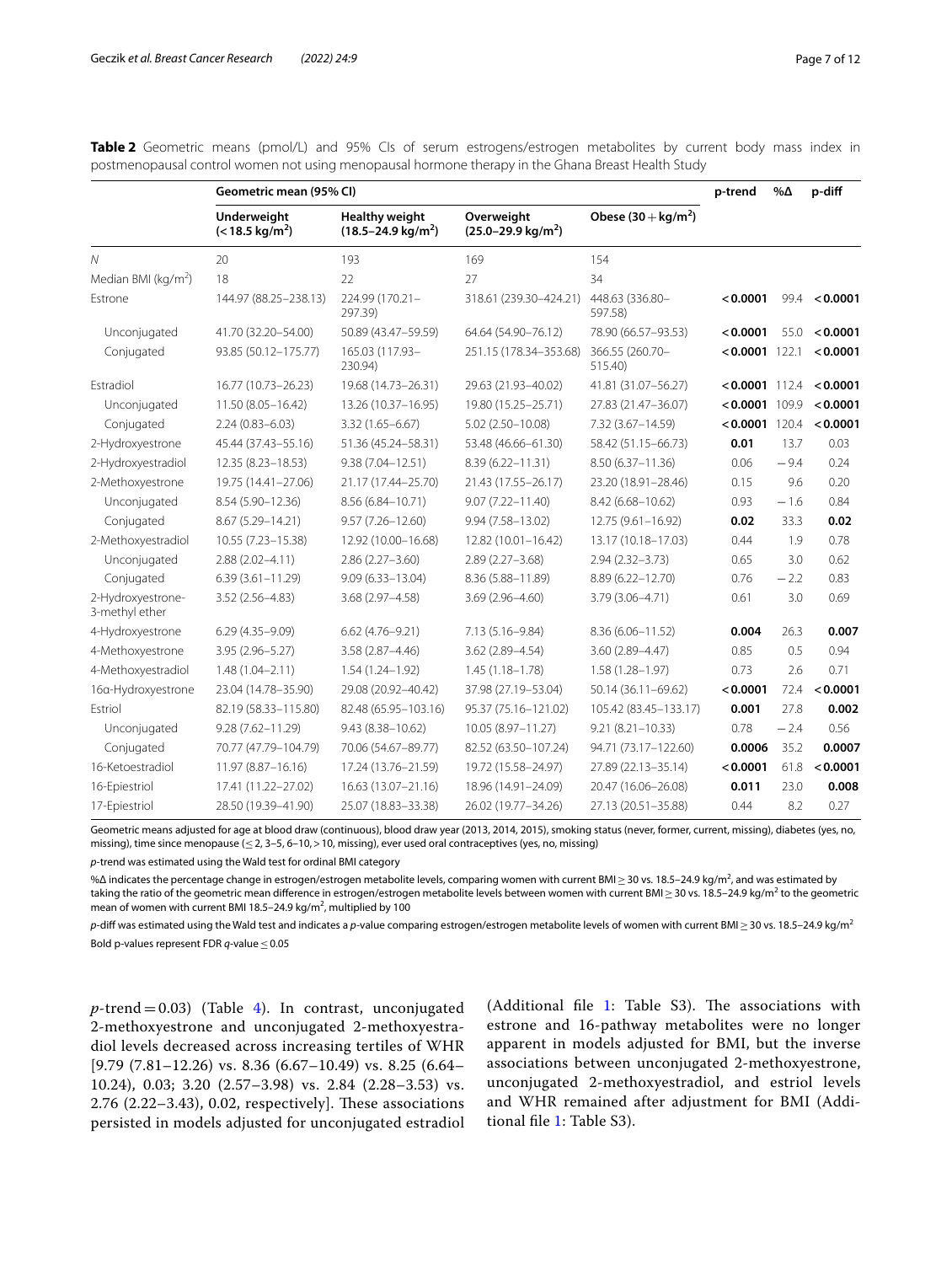**Table 2** Geometric means (pmol/L) and 95% CIs of serum estrogens/estrogen metabolites by current body mass index in postmenopausal control women not using menopausal hormone therapy in the Ghana Breast Health Study

| | Geometric mean (95% CI) | | | | p-trend | %Δ | p-diff |
|---|---|---|---|---|---|---|---|
| | Underweight (<18.5 kg/m$^2$) | Healthy weight (18.5–24.9 kg/m$^2$) | Overweight (25.0–29.9 kg/m$^2$) | Obese (30+kg/m$^2$) | | | |
| *N* | 20 | 193 | 169 | 154 | | | |
| Median BMI (kg/m$^2$) | 18 | 22 | 27 | 34 | | | |
| Estrone | 144.97 (88.25–238.13) | 224.99 (170.21–297.39) | 318.61 (239.30–424.21) | 448.63 (336.80–597.58) | **<0.0001** | 99.4 | **<0.0001** |
| Unconjugated | 41.70 (32.20–54.00) | 50.89 (43.47–59.59) | 64.64 (54.90–76.12) | 78.90 (66.57–93.53) | **<0.0001** | 55.0 | **<0.0001** |
| Conjugated | 93.85 (50.12–175.77) | 165.03 (117.93–230.94) | 251.15 (178.34–353.68) | 366.55 (260.70–515.40) | **<0.0001** | 122.1 | **<0.0001** |
| Estradiol | 16.77 (10.73–26.23) | 19.68 (14.73–26.31) | 29.63 (21.93–40.02) | 41.81 (31.07–56.27) | **<0.0001** | 112.4 | **<0.0001** |
| Unconjugated | 11.50 (8.05–16.42) | 13.26 (10.37–16.95) | 19.80 (15.25–25.71) | 27.83 (21.47–36.07) | **<0.0001** | 109.9 | **<0.0001** |
| Conjugated | 2.24 (0.83–6.03) | 3.32 (1.65–6.67) | 5.02 (2.50–10.08) | 7.32 (3.67–14.59) | **<0.0001** | 120.4 | **<0.0001** |
| 2-Hydroxyestrone | 45.44 (37.43–55.16) | 51.36 (45.24–58.31) | 53.48 (46.66–61.30) | 58.42 (51.15–66.73) | **0.01** | 13.7 | 0.03 |
| 2-Hydroxyestradiol | 12.35 (8.23–18.53) | 9.38 (7.04–12.51) | 8.39 (6.22–11.31) | 8.50 (6.37–11.36) | 0.06 | −9.4 | 0.24 |
| 2-Methoxyestrone | 19.75 (14.41–27.06) | 21.17 (17.44–25.70) | 21.43 (17.55–26.17) | 23.20 (18.91–28.46) | 0.15 | 9.6 | 0.20 |
| Unconjugated | 8.54 (5.90–12.36) | 8.56 (6.84–10.71) | 9.07 (7.22–11.40) | 8.42 (6.68–10.62) | 0.93 | −1.6 | 0.84 |
| Conjugated | 8.67 (5.29–14.21) | 9.57 (7.26–12.60) | 9.94 (7.58–13.02) | 12.75 (9.61–16.92) | **0.02** | 33.3 | **0.02** |
| 2-Methoxyestradiol | 10.55 (7.23–15.38) | 12.92 (10.00–16.68) | 12.82 (10.01–16.42) | 13.17 (10.18–17.03) | 0.44 | 1.9 | 0.78 |
| Unconjugated | 2.88 (2.02–4.11) | 2.86 (2.27–3.60) | 2.89 (2.27–3.68) | 2.94 (2.32–3.73) | 0.65 | 3.0 | 0.62 |
| Conjugated | 6.39 (3.61–11.29) | 9.09 (6.33–13.04) | 8.36 (5.88–11.89) | 8.89 (6.22–12.70) | 0.76 | −2.2 | 0.83 |
| 2-Hydroxyestrone-3-methyl ether | 3.52 (2.56–4.83) | 3.68 (2.97–4.58) | 3.69 (2.96–4.60) | 3.79 (3.06–4.71) | 0.61 | 3.0 | 0.69 |
| 4-Hydroxyestrone | 6.29 (4.35–9.09) | 6.62 (4.76–9.21) | 7.13 (5.16–9.84) | 8.36 (6.06–11.52) | **0.004** | 26.3 | **0.007** |
| 4-Methoxyestrone | 3.95 (2.96–5.27) | 3.58 (2.87–4.46) | 3.62 (2.89–4.54) | 3.60 (2.89–4.47) | 0.85 | 0.5 | 0.94 |
| 4-Methoxyestradiol | 1.48 (1.04–2.11) | 1.54 (1.24–1.92) | 1.45 (1.18–1.78) | 1.58 (1.28–1.97) | 0.73 | 2.6 | 0.71 |
| 16α-Hydroxyestrone | 23.04 (14.78–35.90) | 29.08 (20.92–40.42) | 37.98 (27.19–53.04) | 50.14 (36.11–69.62) | **<0.0001** | 72.4 | **<0.0001** |
| Estriol | 82.19 (58.33–115.80) | 82.48 (65.95–103.16) | 95.37 (75.16–121.02) | 105.42 (83.45–133.17) | **0.001** | 27.8 | **0.002** |
| Unconjugated | 9.28 (7.62–11.29) | 9.43 (8.38–10.62) | 10.05 (8.97–11.27) | 9.21 (8.21–10.33) | 0.78 | −2.4 | 0.56 |
| Conjugated | 70.77 (47.79–104.79) | 70.06 (54.67–89.77) | 82.52 (63.50–107.24) | 94.71 (73.17–122.60) | **0.0006** | 35.2 | **0.0007** |
| 16-Ketoestradiol | 11.97 (8.87–16.16) | 17.24 (13.76–21.59) | 19.72 (15.58–24.97) | 27.89 (22.13–35.14) | **<0.0001** | 61.8 | **<0.0001** |
| 16-Epiestriol | 17.41 (11.22–27.02) | 16.63 (13.07–21.16) | 18.96 (14.91–24.09) | 20.47 (16.06–26.08) | **0.011** | 23.0 | **0.008** |
| 17-Epiestriol | 28.50 (19.39–41.90) | 25.07 (18.83–33.38) | 26.02 (19.77–34.26) | 27.13 (20.51–35.88) | 0.44 | 8.2 | 0.27 |

Geometric means adjusted for age at blood draw (continuous), blood draw year (2013, 2014, 2015), smoking status (never, former, current, missing), diabetes (yes, no, missing), time since menopause (≤2, 3–5, 6–10, >10, missing), ever used oral contraceptives (yes, no, missing)

*p*-trend was estimated using the Wald test for ordinal BMI category

%Δ indicates the percentage change in estrogen/estrogen metabolite levels, comparing women with current BMI ≥ 30 vs. 18.5–24.9 kg/m$^2$, and was estimated by taking the ratio of the geometric mean difference in estrogen/estrogen metabolite levels between women with current BMI ≥ 30 vs. 18.5–24.9 kg/m$^2$ to the geometric mean of women with current BMI 18.5–24.9 kg/m$^2$, multiplied by 100

*p*-diff was estimated using the Wald test and indicates a *p*-value comparing estrogen/estrogen metabolite levels of women with current BMI ≥ 30 vs. 18.5–24.9 kg/m$^2$

Bold p-values represent FDR *q*-value ≤ 0.05

*p*-trend = 0.03) (Table 4). In contrast, unconjugated 2-methoxyestrone and unconjugated 2-methoxyestradiol levels decreased across increasing tertiles of WHR [9.79 (7.81–12.26) vs. 8.36 (6.67–10.49) vs. 8.25 (6.64–10.24), 0.03; 3.20 (2.57–3.98) vs. 2.84 (2.28–3.53) vs. 2.76 (2.22–3.43), 0.02, respectively]. These associations persisted in models adjusted for unconjugated estradiol (Additional file 1: Table S3). The associations with estrone and 16-pathway metabolites were no longer apparent in models adjusted for BMI, but the inverse associations between unconjugated 2-methoxyestrone, unconjugated 2-methoxyestradiol, and estriol levels and WHR remained after adjustment for BMI (Additional file 1: Table S3).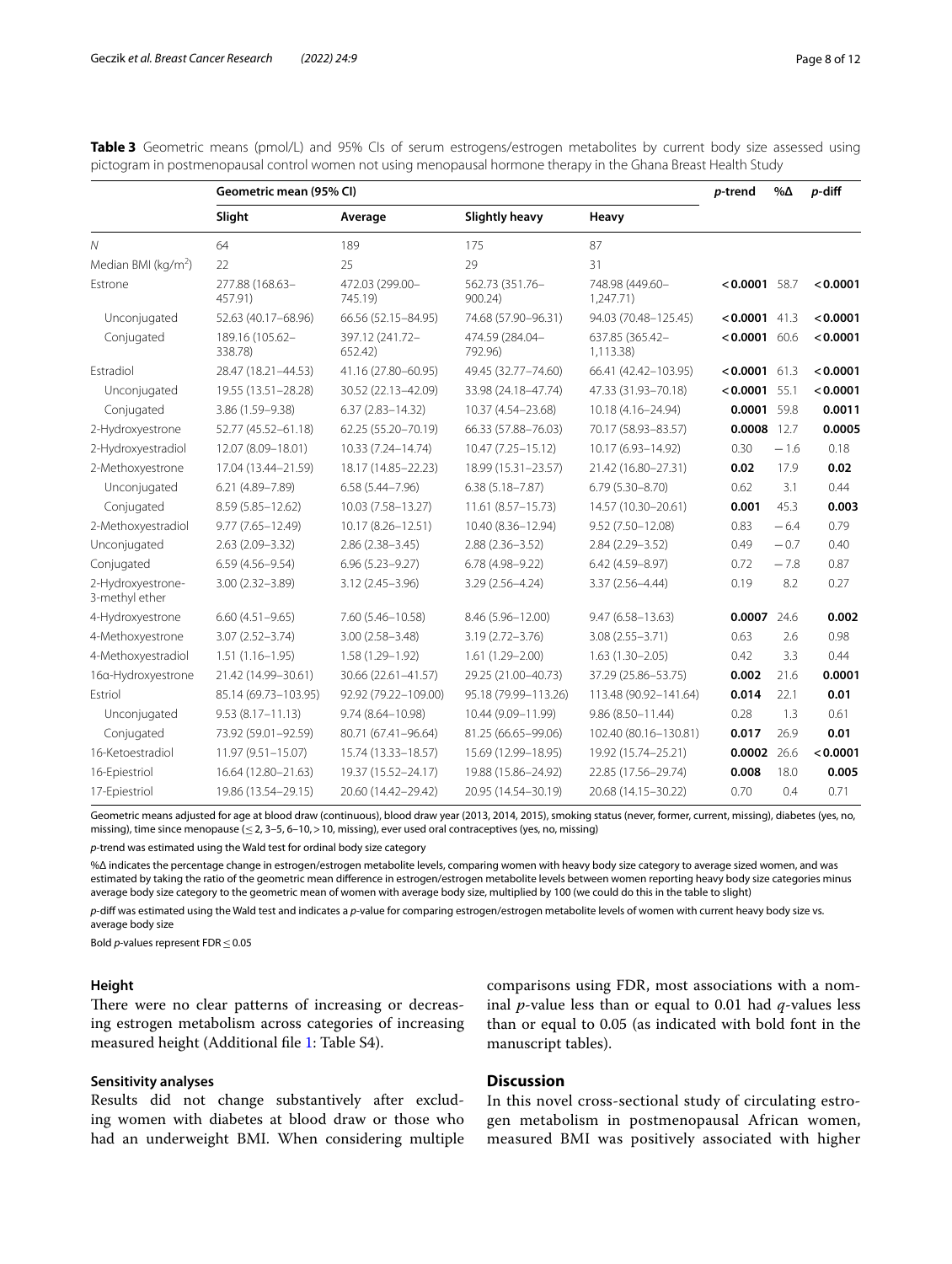**Table 3** Geometric means (pmol/L) and 95% CIs of serum estrogens/estrogen metabolites by current body size assessed using pictogram in postmenopausal control women not using menopausal hormone therapy in the Ghana Breast Health Study

| | Geometric mean (95% CI) | | | | *p*-trend | %Δ | *p*-diff |
|---|---|---|---|---|---|---|---|
| | Slight | Average | Slightly heavy | Heavy | | | |
| *N* | 64 | 189 | 175 | 87 | | | |
| Median BMI (kg/m$^2$) | 22 | 25 | 29 | 31 | | | |
| Estrone | 277.88 (168.63–457.91) | 472.03 (299.00–745.19) | 562.73 (351.76–900.24) | 748.98 (449.60–1,247.71) | **<0.0001** | 58.7 | **<0.0001** |
| Unconjugated | 52.63 (40.17–68.96) | 66.56 (52.15–84.95) | 74.68 (57.90–96.31) | 94.03 (70.48–125.45) | **<0.0001** | 41.3 | **<0.0001** |
| Conjugated | 189.16 (105.62–338.78) | 397.12 (241.72–652.42) | 474.59 (284.04–792.96) | 637.85 (365.42–1,113.38) | **<0.0001** | 60.6 | **<0.0001** |
| Estradiol | 28.47 (18.21–44.53) | 41.16 (27.80–60.95) | 49.45 (32.77–74.60) | 66.41 (42.42–103.95) | **<0.0001** | 61.3 | **<0.0001** |
| Unconjugated | 19.55 (13.51–28.28) | 30.52 (22.13–42.09) | 33.98 (24.18–47.74) | 47.33 (31.93–70.18) | **<0.0001** | 55.1 | **<0.0001** |
| Conjugated | 3.86 (1.59–9.38) | 6.37 (2.83–14.32) | 10.37 (4.54–23.68) | 10.18 (4.16–24.94) | **0.0001** | 59.8 | **0.0011** |
| 2-Hydroxyestrone | 52.77 (45.52–61.18) | 62.25 (55.20–70.19) | 66.33 (57.88–76.03) | 70.17 (58.93–83.57) | **0.0008** | 12.7 | **0.0005** |
| 2-Hydroxyestradiol | 12.07 (8.09–18.01) | 10.33 (7.24–14.74) | 10.47 (7.25–15.12) | 10.17 (6.93–14.92) | 0.30 | −1.6 | 0.18 |
| 2-Methoxyestrone | 17.04 (13.44–21.59) | 18.17 (14.85–22.23) | 18.99 (15.31–23.57) | 21.42 (16.80–27.31) | **0.02** | 17.9 | **0.02** |
| Unconjugated | 6.21 (4.89–7.89) | 6.58 (5.44–7.96) | 6.38 (5.18–7.87) | 6.79 (5.30–8.70) | 0.62 | 3.1 | 0.44 |
| Conjugated | 8.59 (5.85–12.62) | 10.03 (7.58–13.27) | 11.61 (8.57–15.73) | 14.57 (10.30–20.61) | **0.001** | 45.3 | **0.003** |
| 2-Methoxyestradiol | 9.77 (7.65–12.49) | 10.17 (8.26–12.51) | 10.40 (8.36–12.94) | 9.52 (7.50–12.08) | 0.83 | −6.4 | 0.79 |
| Unconjugated | 2.63 (2.09–3.32) | 2.86 (2.38–3.45) | 2.88 (2.36–3.52) | 2.84 (2.29–3.52) | 0.49 | −0.7 | 0.40 |
| Conjugated | 6.59 (4.56–9.54) | 6.96 (5.23–9.27) | 6.78 (4.98–9.22) | 6.42 (4.59–8.97) | 0.72 | −7.8 | 0.87 |
| 2-Hydroxyestrone-3-methyl ether | 3.00 (2.32–3.89) | 3.12 (2.45–3.96) | 3.29 (2.56–4.24) | 3.37 (2.56–4.44) | 0.19 | 8.2 | 0.27 |
| 4-Hydroxyestrone | 6.60 (4.51–9.65) | 7.60 (5.46–10.58) | 8.46 (5.96–12.00) | 9.47 (6.58–13.63) | **0.0007** | 24.6 | **0.002** |
| 4-Methoxyestrone | 3.07 (2.52–3.74) | 3.00 (2.58–3.48) | 3.19 (2.72–3.76) | 3.08 (2.55–3.71) | 0.63 | 2.6 | 0.98 |
| 4-Methoxyestradiol | 1.51 (1.16–1.95) | 1.58 (1.29–1.92) | 1.61 (1.29–2.00) | 1.63 (1.30–2.05) | 0.42 | 3.3 | 0.44 |
| 16α-Hydroxyestrone | 21.42 (14.99–30.61) | 30.66 (22.61–41.57) | 29.25 (21.00–40.73) | 37.29 (25.86–53.75) | **0.002** | 21.6 | **0.0001** |
| Estriol | 85.14 (69.73–103.95) | 92.92 (79.22–109.00) | 95.18 (79.99–113.26) | 113.48 (90.92–141.64) | **0.014** | 22.1 | **0.01** |
| Unconjugated | 9.53 (8.17–11.13) | 9.74 (8.64–10.98) | 10.44 (9.09–11.99) | 9.86 (8.50–11.44) | 0.28 | 1.3 | 0.61 |
| Conjugated | 73.92 (59.01–92.59) | 80.71 (67.41–96.64) | 81.25 (66.65–99.06) | 102.40 (80.16–130.81) | **0.017** | 26.9 | **0.01** |
| 16-Ketoestradiol | 11.97 (9.51–15.07) | 15.74 (13.33–18.57) | 15.69 (12.99–18.95) | 19.92 (15.74–25.21) | **0.0002** | 26.6 | **<0.0001** |
| 16-Epiestriol | 16.64 (12.80–21.63) | 19.37 (15.52–24.17) | 19.88 (15.86–24.92) | 22.85 (17.56–29.74) | **0.008** | 18.0 | **0.005** |
| 17-Epiestriol | 19.86 (13.54–29.15) | 20.60 (14.42–29.42) | 20.95 (14.54–30.19) | 20.68 (14.15–30.22) | 0.70 | 0.4 | 0.71 |

Geometric means adjusted for age at blood draw (continuous), blood draw year (2013, 2014, 2015), smoking status (never, former, current, missing), diabetes (yes, no, missing), time since menopause (≤ 2, 3–5, 6–10, > 10, missing), ever used oral contraceptives (yes, no, missing)

*p*-trend was estimated using the Wald test for ordinal body size category

%Δ indicates the percentage change in estrogen/estrogen metabolite levels, comparing women with heavy body size category to average sized women, and was estimated by taking the ratio of the geometric mean difference in estrogen/estrogen metabolite levels between women reporting heavy body size categories minus average body size category to the geometric mean of women with average body size, multiplied by 100 (we could do this in the table to slight)

*p*-diff was estimated using the Wald test and indicates a *p*-value for comparing estrogen/estrogen metabolite levels of women with current heavy body size vs. average body size

Bold *p*-values represent FDR ≤ 0.05

### Height

There were no clear patterns of increasing or decreasing estrogen metabolism across categories of increasing measured height (Additional file 1: Table S4).

### Sensitivity analyses

Results did not change substantively after excluding women with diabetes at blood draw or those who had an underweight BMI. When considering multiple comparisons using FDR, most associations with a nominal *p*-value less than or equal to 0.01 had *q*-values less than or equal to 0.05 (as indicated with bold font in the manuscript tables).

## Discussion

In this novel cross-sectional study of circulating estrogen metabolism in postmenopausal African women, measured BMI was positively associated with higher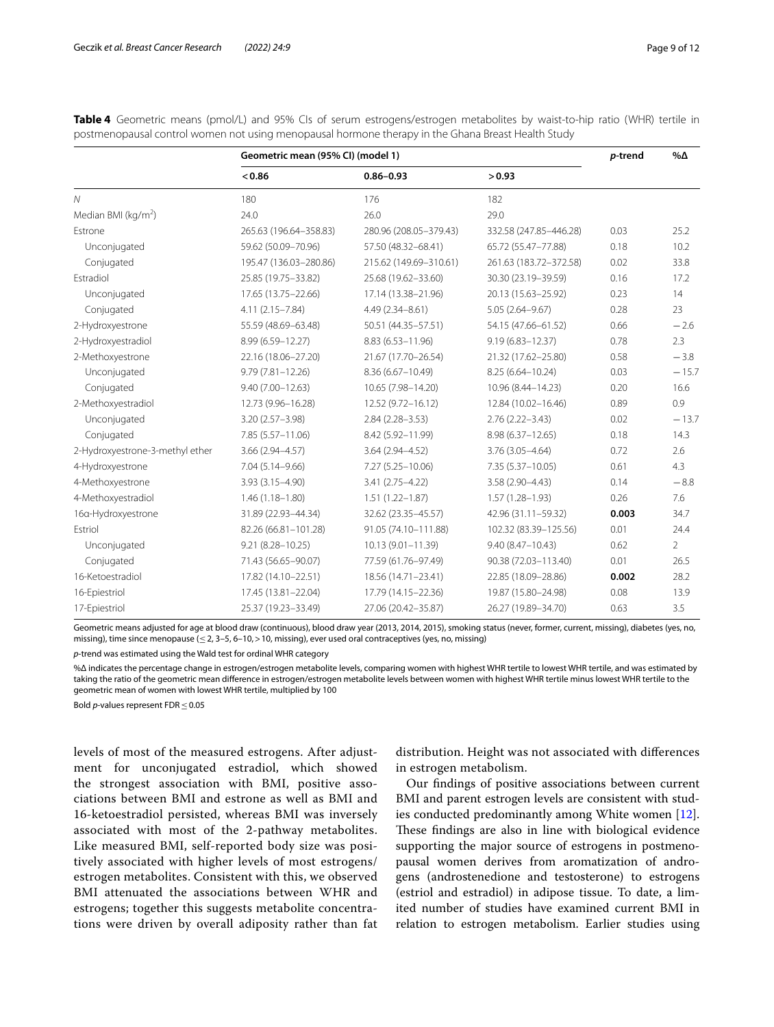**Table 4** Geometric means (pmol/L) and 95% CIs of serum estrogens/estrogen metabolites by waist-to-hip ratio (WHR) tertile in postmenopausal control women not using menopausal hormone therapy in the Ghana Breast Health Study

| | Geometric mean (95% CI) (model 1) | | | *p*-trend | %Δ |
|---|---|---|---|---|---|
| | < 0.86 | 0.86–0.93 | > 0.93 | | |
| *N* | 180 | 176 | 182 | | |
| Median BMI (kg/m$^2$) | 24.0 | 26.0 | 29.0 | | |
| Estrone | 265.63 (196.64–358.83) | 280.96 (208.05–379.43) | 332.58 (247.85–446.28) | 0.03 | 25.2 |
| Unconjugated | 59.62 (50.09–70.96) | 57.50 (48.32–68.41) | 65.72 (55.47–77.88) | 0.18 | 10.2 |
| Conjugated | 195.47 (136.03–280.86) | 215.62 (149.69–310.61) | 261.63 (183.72–372.58) | 0.02 | 33.8 |
| Estradiol | 25.85 (19.75–33.82) | 25.68 (19.62–33.60) | 30.30 (23.19–39.59) | 0.16 | 17.2 |
| Unconjugated | 17.65 (13.75–22.66) | 17.14 (13.38–21.96) | 20.13 (15.63–25.92) | 0.23 | 14 |
| Conjugated | 4.11 (2.15–7.84) | 4.49 (2.34–8.61) | 5.05 (2.64–9.67) | 0.28 | 23 |
| 2-Hydroxyestrone | 55.59 (48.69–63.48) | 50.51 (44.35–57.51) | 54.15 (47.66–61.52) | 0.66 | −2.6 |
| 2-Hydroxyestradiol | 8.99 (6.59–12.27) | 8.83 (6.53–11.96) | 9.19 (6.83–12.37) | 0.78 | 2.3 |
| 2-Methoxyestrone | 22.16 (18.06–27.20) | 21.67 (17.70–26.54) | 21.32 (17.62–25.80) | 0.58 | −3.8 |
| Unconjugated | 9.79 (7.81–12.26) | 8.36 (6.67–10.49) | 8.25 (6.64–10.24) | 0.03 | −15.7 |
| Conjugated | 9.40 (7.00–12.63) | 10.65 (7.98–14.20) | 10.96 (8.44–14.23) | 0.20 | 16.6 |
| 2-Methoxyestradiol | 12.73 (9.96–16.28) | 12.52 (9.72–16.12) | 12.84 (10.02–16.46) | 0.89 | 0.9 |
| Unconjugated | 3.20 (2.57–3.98) | 2.84 (2.28–3.53) | 2.76 (2.22–3.43) | 0.02 | −13.7 |
| Conjugated | 7.85 (5.57–11.06) | 8.42 (5.92–11.99) | 8.98 (6.37–12.65) | 0.18 | 14.3 |
| 2-Hydroxyestrone-3-methyl ether | 3.66 (2.94–4.57) | 3.64 (2.94–4.52) | 3.76 (3.05–4.64) | 0.72 | 2.6 |
| 4-Hydroxyestrone | 7.04 (5.14–9.66) | 7.27 (5.25–10.06) | 7.35 (5.37–10.05) | 0.61 | 4.3 |
| 4-Methoxyestrone | 3.93 (3.15–4.90) | 3.41 (2.75–4.22) | 3.58 (2.90–4.43) | 0.14 | −8.8 |
| 4-Methoxyestradiol | 1.46 (1.18–1.80) | 1.51 (1.22–1.87) | 1.57 (1.28–1.93) | 0.26 | 7.6 |
| 16α-Hydroxyestrone | 31.89 (22.93–44.34) | 32.62 (23.35–45.57) | 42.96 (31.11–59.32) | **0.003** | 34.7 |
| Estriol | 82.26 (66.81–101.28) | 91.05 (74.10–111.88) | 102.32 (83.39–125.56) | 0.01 | 24.4 |
| Unconjugated | 9.21 (8.28–10.25) | 10.13 (9.01–11.39) | 9.40 (8.47–10.43) | 0.62 | 2 |
| Conjugated | 71.43 (56.65–90.07) | 77.59 (61.76–97.49) | 90.38 (72.03–113.40) | 0.01 | 26.5 |
| 16-Ketoestradiol | 17.82 (14.10–22.51) | 18.56 (14.71–23.41) | 22.85 (18.09–28.86) | **0.002** | 28.2 |
| 16-Epiestriol | 17.45 (13.81–22.04) | 17.79 (14.15–22.36) | 19.87 (15.80–24.98) | 0.08 | 13.9 |
| 17-Epiestriol | 25.37 (19.23–33.49) | 27.06 (20.42–35.87) | 26.27 (19.89–34.70) | 0.63 | 3.5 |

Geometric means adjusted for age at blood draw (continuous), blood draw year (2013, 2014, 2015), smoking status (never, former, current, missing), diabetes (yes, no, missing), time since menopause (≤ 2, 3–5, 6–10, > 10, missing), ever used oral contraceptives (yes, no, missing)

*p*-trend was estimated using the Wald test for ordinal WHR category

%Δ indicates the percentage change in estrogen/estrogen metabolite levels, comparing women with highest WHR tertile to lowest WHR tertile, and was estimated by taking the ratio of the geometric mean difference in estrogen/estrogen metabolite levels between women with highest WHR tertile minus lowest WHR tertile to the geometric mean of women with lowest WHR tertile, multiplied by 100

Bold *p*-values represent FDR ≤ 0.05

levels of most of the measured estrogens. After adjustment for unconjugated estradiol, which showed the strongest association with BMI, positive associations between BMI and estrone as well as BMI and 16-ketoestradiol persisted, whereas BMI was inversely associated with most of the 2-pathway metabolites. Like measured BMI, self-reported body size was positively associated with higher levels of most estrogens/estrogen metabolites. Consistent with this, we observed BMI attenuated the associations between WHR and estrogens; together this suggests metabolite concentrations were driven by overall adiposity rather than fat distribution. Height was not associated with differences in estrogen metabolism.

Our findings of positive associations between current BMI and parent estrogen levels are consistent with studies conducted predominantly among White women [12]. These findings are also in line with biological evidence supporting the major source of estrogens in postmenopausal women derives from aromatization of androgens (androstenedione and testosterone) to estrogens (estriol and estradiol) in adipose tissue. To date, a limited number of studies have examined current BMI in relation to estrogen metabolism. Earlier studies using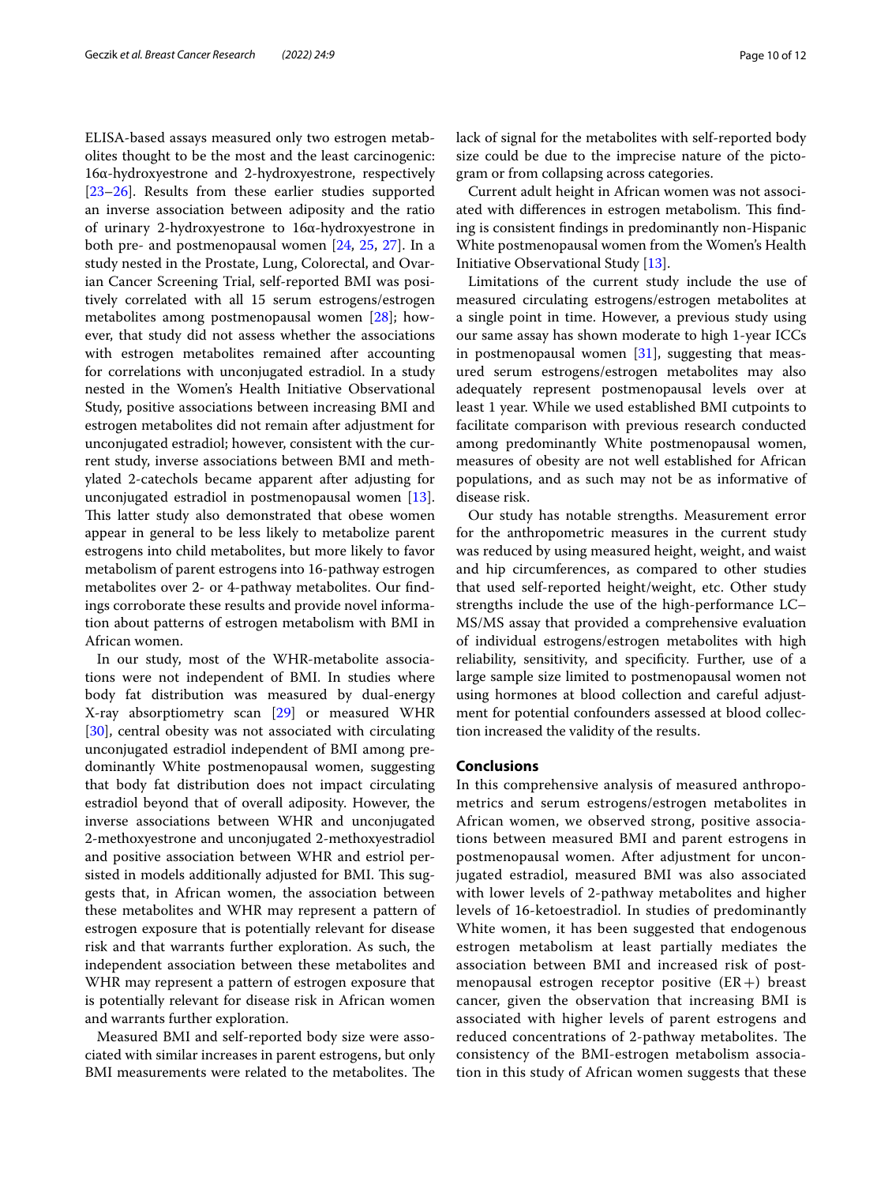ELISA-based assays measured only two estrogen metabolites thought to be the most and the least carcinogenic: 16α-hydroxyestrone and 2-hydroxyestrone, respectively [23–26]. Results from these earlier studies supported an inverse association between adiposity and the ratio of urinary 2-hydroxyestrone to 16α-hydroxyestrone in both pre- and postmenopausal women [24, 25, 27]. In a study nested in the Prostate, Lung, Colorectal, and Ovarian Cancer Screening Trial, self-reported BMI was positively correlated with all 15 serum estrogens/estrogen metabolites among postmenopausal women [28]; however, that study did not assess whether the associations with estrogen metabolites remained after accounting for correlations with unconjugated estradiol. In a study nested in the Women's Health Initiative Observational Study, positive associations between increasing BMI and estrogen metabolites did not remain after adjustment for unconjugated estradiol; however, consistent with the current study, inverse associations between BMI and methylated 2-catechols became apparent after adjusting for unconjugated estradiol in postmenopausal women [13]. This latter study also demonstrated that obese women appear in general to be less likely to metabolize parent estrogens into child metabolites, but more likely to favor metabolism of parent estrogens into 16-pathway estrogen metabolites over 2- or 4-pathway metabolites. Our findings corroborate these results and provide novel information about patterns of estrogen metabolism with BMI in African women.

In our study, most of the WHR-metabolite associations were not independent of BMI. In studies where body fat distribution was measured by dual-energy X-ray absorptiometry scan [29] or measured WHR [30], central obesity was not associated with circulating unconjugated estradiol independent of BMI among predominantly White postmenopausal women, suggesting that body fat distribution does not impact circulating estradiol beyond that of overall adiposity. However, the inverse associations between WHR and unconjugated 2-methoxyestrone and unconjugated 2-methoxyestradiol and positive association between WHR and estriol persisted in models additionally adjusted for BMI. This suggests that, in African women, the association between these metabolites and WHR may represent a pattern of estrogen exposure that is potentially relevant for disease risk and that warrants further exploration. As such, the independent association between these metabolites and WHR may represent a pattern of estrogen exposure that is potentially relevant for disease risk in African women and warrants further exploration.

Measured BMI and self-reported body size were associated with similar increases in parent estrogens, but only BMI measurements were related to the metabolites. The lack of signal for the metabolites with self-reported body size could be due to the imprecise nature of the pictogram or from collapsing across categories.

Current adult height in African women was not associated with differences in estrogen metabolism. This finding is consistent findings in predominantly non-Hispanic White postmenopausal women from the Women's Health Initiative Observational Study [13].

Limitations of the current study include the use of measured circulating estrogens/estrogen metabolites at a single point in time. However, a previous study using our same assay has shown moderate to high 1-year ICCs in postmenopausal women [31], suggesting that measured serum estrogens/estrogen metabolites may also adequately represent postmenopausal levels over at least 1 year. While we used established BMI cutpoints to facilitate comparison with previous research conducted among predominantly White postmenopausal women, measures of obesity are not well established for African populations, and as such may not be as informative of disease risk.

Our study has notable strengths. Measurement error for the anthropometric measures in the current study was reduced by using measured height, weight, and waist and hip circumferences, as compared to other studies that used self-reported height/weight, etc. Other study strengths include the use of the high-performance LC–MS/MS assay that provided a comprehensive evaluation of individual estrogens/estrogen metabolites with high reliability, sensitivity, and specificity. Further, use of a large sample size limited to postmenopausal women not using hormones at blood collection and careful adjustment for potential confounders assessed at blood collection increased the validity of the results.

## Conclusions

In this comprehensive analysis of measured anthropometrics and serum estrogens/estrogen metabolites in African women, we observed strong, positive associations between measured BMI and parent estrogens in postmenopausal women. After adjustment for unconjugated estradiol, measured BMI was also associated with lower levels of 2-pathway metabolites and higher levels of 16-ketoestradiol. In studies of predominantly White women, it has been suggested that endogenous estrogen metabolism at least partially mediates the association between BMI and increased risk of postmenopausal estrogen receptor positive (ER+) breast cancer, given the observation that increasing BMI is associated with higher levels of parent estrogens and reduced concentrations of 2-pathway metabolites. The consistency of the BMI-estrogen metabolism association in this study of African women suggests that these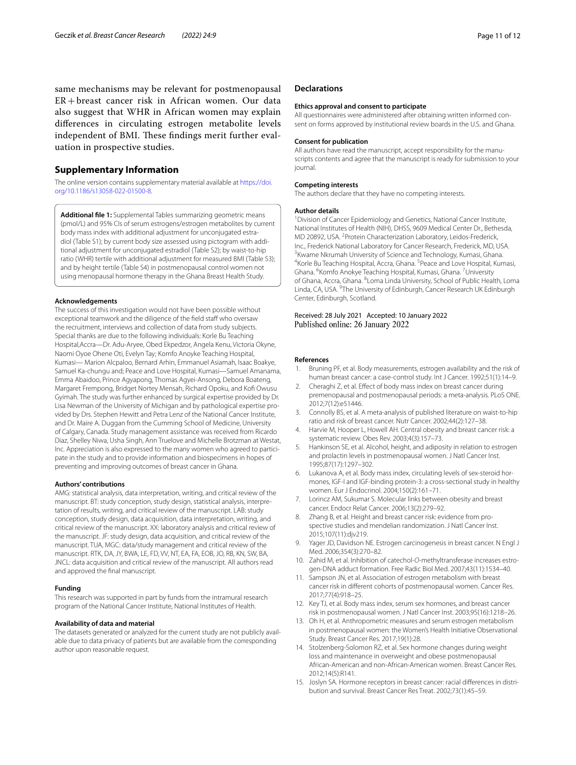same mechanisms may be relevant for postmenopausal ER + breast cancer risk in African women. Our data also suggest that WHR in African women may explain differences in circulating estrogen metabolite levels independent of BMI. These findings merit further evaluation in prospective studies.

## Supplementary Information

The online version contains supplementary material available at https://doi.org/10.1186/s13058-022-01500-8.

**Additional file 1:** Supplemental Tables summarizing geometric means (pmol/L) and 95% CIs of serum estrogens/estrogen metabolites by current body mass index with additional adjustment for unconjugated estradiol (Table S1); by current body size assessed using pictogram with additional adjustment for unconjugated estradiol (Table S2); by waist-to-hip ratio (WHR) tertile with additional adjustment for measured BMI (Table S3); and by height tertile (Table S4) in postmenopausal control women not using menopausal hormone therapy in the Ghana Breast Health Study.

#### Acknowledgements

The success of this investigation would not have been possible without exceptional teamwork and the diligence of the field staff who oversaw the recruitment, interviews and collection of data from study subjects. Special thanks are due to the following individuals: Korle Bu Teaching Hospital,Accra—Dr. Adu-Aryee, Obed Ekpedzor, Angela Kenu, Victoria Okyne, Naomi Oyoe Ohene Oti, Evelyn Tay; Komfo Anoyke Teaching Hospital, Kumasi— Marion Alcpaloo, Bernard Arhin, Emmanuel Asiamah, Isaac Boakye, Samuel Ka-chungu and; Peace and Love Hospital, Kumasi—Samuel Amanama, Emma Abaidoo, Prince Agyapong, Thomas Agyei-Ansong, Debora Boateng, Margaret Frempong, Bridget Nortey Mensah, Richard Opoku, and Kofi Owusu Gyimah. The study was further enhanced by surgical expertise provided by Dr. Lisa Newman of the University of Michigan and by pathological expertise provided by Drs. Stephen Hewitt and Petra Lenz of the National Cancer Institute, and Dr. Maire A. Duggan from the Cumming School of Medicine, University of Calgary, Canada. Study management assistance was received from Ricardo Diaz, Shelley Niwa, Usha Singh, Ann Truelove and Michelle Brotzman at Westat, Inc. Appreciation is also expressed to the many women who agreed to participate in the study and to provide information and biospecimens in hopes of preventing and improving outcomes of breast cancer in Ghana.

#### Authors' contributions

AMG: statistical analysis, data interpretation, writing, and critical review of the manuscript. BT: study conception, study design, statistical analysis, interpretation of results, writing, and critical review of the manuscript. LAB: study conception, study design, data acquisition, data interpretation, writing, and critical review of the manuscript. XX: laboratory analysis and critical review of the manuscript. JF: study design, data acquisition, and critical review of the manuscript. TUA, MGC: data/study management and critical review of the manuscript. RTK, DA, JY, BWA, LE, FD, VV, NT, EA, FA, EOB, JO, RB, KN, SW, BA, JNCL: data acquisition and critical review of the manuscript. All authors read and approved the final manuscript.

#### Funding

This research was supported in part by funds from the intramural research program of the National Cancer Institute, National Institutes of Health.

#### Availability of data and material

The datasets generated or analyzed for the current study are not publicly available due to data privacy of patients but are available from the corresponding author upon reasonable request.

## Declarations

#### Ethics approval and consent to participate

All questionnaires were administered after obtaining written informed consent on forms approved by institutional review boards in the U.S. and Ghana.

#### Consent for publication

All authors have read the manuscript, accept responsibility for the manuscripts contents and agree that the manuscript is ready for submission to your journal.

#### Competing interests

The authors declare that they have no competing interests.

#### Author details

[1]Division of Cancer Epidemiology and Genetics, National Cancer Institute, National Institutes of Health (NIH), DHSS, 9609 Medical Center Dr., Bethesda, MD 20892, USA. [2]Protein Characterization Laboratory, Leidos-Frederick, Inc., Frederick National Laboratory for Cancer Research, Frederick, MD, USA. [3]Kwame Nkrumah University of Science and Technology, Kumasi, Ghana. [4]Korle Bu Teaching Hospital, Accra, Ghana. [5]Peace and Love Hospital, Kumasi, Ghana. [6]Komfo Anokye Teaching Hospital, Kumasi, Ghana. [7]University of Ghana, Accra, Ghana. [8]Loma Linda University, School of Public Health, Loma Linda, CA, USA. [9]The University of Edinburgh, Cancer Research UK Edinburgh Center, Edinburgh, Scotland.

Received: 28 July 2021 Accepted: 10 January 2022
Published online: 26 January 2022

#### References

1. Bruning PF, et al. Body measurements, estrogen availability and the risk of human breast cancer: a case-control study. Int J Cancer. 1992;51(1):14–9.
2. Cheraghi Z, et al. Effect of body mass index on breast cancer during premenopausal and postmenopausal periods: a meta-analysis. PLoS ONE. 2012;7(12):e51446.
3. Connolly BS, et al. A meta-analysis of published literature on waist-to-hip ratio and risk of breast cancer. Nutr Cancer. 2002;44(2):127–38.
4. Harvie M, Hooper L, Howell AH. Central obesity and breast cancer risk: a systematic review. Obes Rev. 2003;4(3):157–73.
5. Hankinson SE, et al. Alcohol, height, and adiposity in relation to estrogen and prolactin levels in postmenopausal women. J Natl Cancer Inst. 1995;87(17):1297–302.
6. Lukanova A, et al. Body mass index, circulating levels of sex-steroid hormones, IGF-I and IGF-binding protein-3: a cross-sectional study in healthy women. Eur J Endocrinol. 2004;150(2):161–71.
7. Lorincz AM, Sukumar S. Molecular links between obesity and breast cancer. Endocr Relat Cancer. 2006;13(2):279–92.
8. Zhang B, et al. Height and breast cancer risk: evidence from prospective studies and mendelian randomization. J Natl Cancer Inst. 2015;107(11):djv219.
9. Yager JD, Davidson NE. Estrogen carcinogenesis in breast cancer. N Engl J Med. 2006;354(3):270–82.
10. Zahid M, et al. Inhibition of catechol-*O*-methyltransferase increases estrogen-DNA adduct formation. Free Radic Biol Med. 2007;43(11):1534–40.
11. Sampson JN, et al. Association of estrogen metabolism with breast cancer risk in different cohorts of postmenopausal women. Cancer Res. 2017;77(4):918–25.
12. Key TJ, et al. Body mass index, serum sex hormones, and breast cancer risk in postmenopausal women. J Natl Cancer Inst. 2003;95(16):1218–26.
13. Oh H, et al. Anthropometric measures and serum estrogen metabolism in postmenopausal women: the Women's Health Initiative Observational Study. Breast Cancer Res. 2017;19(1):28.
14. Stolzenberg-Solomon RZ, et al. Sex hormone changes during weight loss and maintenance in overweight and obese postmenopausal African-American and non-African-American women. Breast Cancer Res. 2012;14(5):R141.
15. Joslyn SA. Hormone receptors in breast cancer: racial differences in distribution and survival. Breast Cancer Res Treat. 2002;73(1):45–59.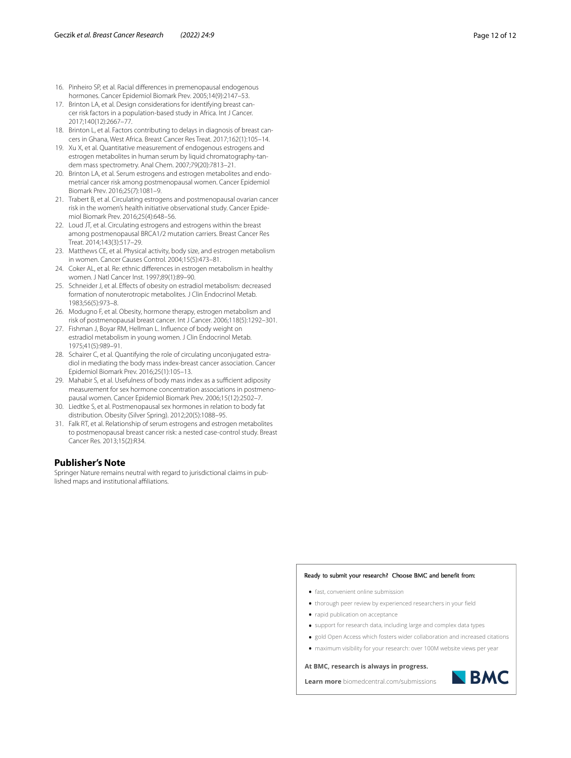16. Pinheiro SP, et al. Racial differences in premenopausal endogenous hormones. Cancer Epidemiol Biomark Prev. 2005;14(9):2147–53.
17. Brinton LA, et al. Design considerations for identifying breast cancer risk factors in a population-based study in Africa. Int J Cancer. 2017;140(12):2667–77.
18. Brinton L, et al. Factors contributing to delays in diagnosis of breast cancers in Ghana, West Africa. Breast Cancer Res Treat. 2017;162(1):105–14.
19. Xu X, et al. Quantitative measurement of endogenous estrogens and estrogen metabolites in human serum by liquid chromatography-tandem mass spectrometry. Anal Chem. 2007;79(20):7813–21.
20. Brinton LA, et al. Serum estrogens and estrogen metabolites and endometrial cancer risk among postmenopausal women. Cancer Epidemiol Biomark Prev. 2016;25(7):1081–9.
21. Trabert B, et al. Circulating estrogens and postmenopausal ovarian cancer risk in the women's health initiative observational study. Cancer Epidemiol Biomark Prev. 2016;25(4):648–56.
22. Loud JT, et al. Circulating estrogens and estrogens within the breast among postmenopausal BRCA1/2 mutation carriers. Breast Cancer Res Treat. 2014;143(3):517–29.
23. Matthews CE, et al. Physical activity, body size, and estrogen metabolism in women. Cancer Causes Control. 2004;15(5):473–81.
24. Coker AL, et al. Re: ethnic differences in estrogen metabolism in healthy women. J Natl Cancer Inst. 1997;89(1):89–90.
25. Schneider J, et al. Effects of obesity on estradiol metabolism: decreased formation of nonuterotropic metabolites. J Clin Endocrinol Metab. 1983;56(5):973–8.
26. Modugno F, et al. Obesity, hormone therapy, estrogen metabolism and risk of postmenopausal breast cancer. Int J Cancer. 2006;118(5):1292–301.
27. Fishman J, Boyar RM, Hellman L. Influence of body weight on estradiol metabolism in young women. J Clin Endocrinol Metab. 1975;41(5):989–91.
28. Schairer C, et al. Quantifying the role of circulating unconjugated estradiol in mediating the body mass index-breast cancer association. Cancer Epidemiol Biomark Prev. 2016;25(1):105–13.
29. Mahabir S, et al. Usefulness of body mass index as a sufficient adiposity measurement for sex hormone concentration associations in postmenopausal women. Cancer Epidemiol Biomark Prev. 2006;15(12):2502–7.
30. Liedtke S, et al. Postmenopausal sex hormones in relation to body fat distribution. Obesity (Silver Spring). 2012;20(5):1088–95.
31. Falk RT, et al. Relationship of serum estrogens and estrogen metabolites to postmenopausal breast cancer risk: a nested case-control study. Breast Cancer Res. 2013;15(2):R34.

## Publisher's Note

Springer Nature remains neutral with regard to jurisdictional claims in published maps and institutional affiliations.

Ready to submit your research? Choose BMC and benefit from:

- fast, convenient online submission
- thorough peer review by experienced researchers in your field
- rapid publication on acceptance
- support for research data, including large and complex data types
- gold Open Access which fosters wider collaboration and increased citations
- maximum visibility for your research: over 100M website views per year

**At BMC, research is always in progress.**

**Learn more** biomedcentral.com/submissions

BMC